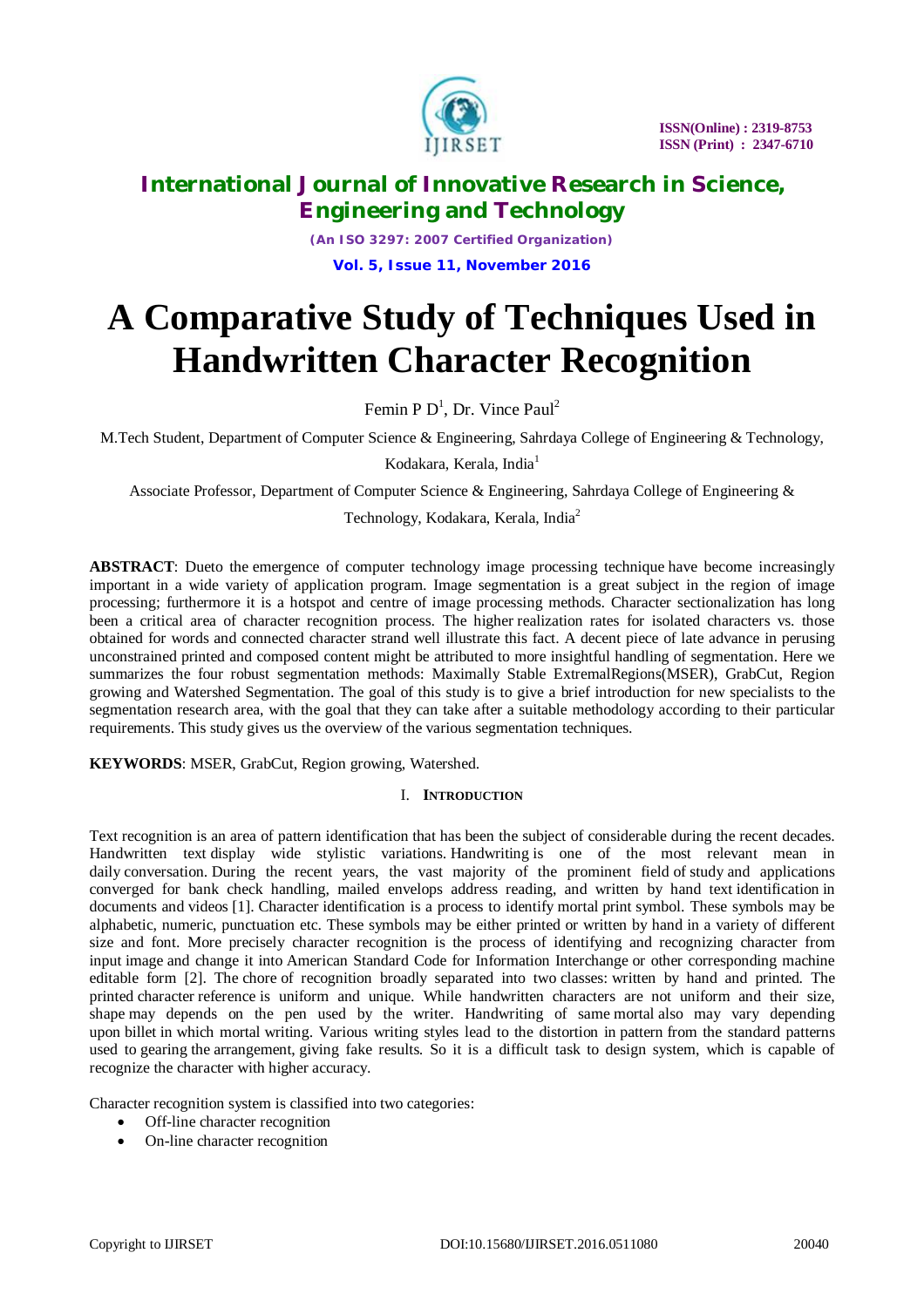# A Comparative Study of Techniques Used in Handwritten Character Recognition

Femin P D[1], Dr. Vince Paul[2]

M.Tech Student, Department of Computer Science & Engineering, Sahrdaya College of Engineering & Technology, Kodakara, Kerala, India[1]

Associate Professor, Department of Computer Science & Engineering, Sahrdaya College of Engineering & Technology, Kodakara, Kerala, India[2]

**ABSTRACT**: Dueto the emergence of computer technology image processing technique have become increasingly important in a wide variety of application program. Image segmentation is a great subject in the region of image processing; furthermore it is a hotspot and centre of image processing methods. Character sectionalization has long been a critical area of character recognition process. The higher realization rates for isolated characters vs. those obtained for words and connected character strand well illustrate this fact. A decent piece of late advance in perusing unconstrained printed and composed content might be attributed to more insightful handling of segmentation. Here we summarizes the four robust segmentation methods: Maximally Stable ExtremalRegions(MSER), GrabCut, Region growing and Watershed Segmentation. The goal of this study is to give a brief introduction for new specialists to the segmentation research area, with the goal that they can take after a suitable methodology according to their particular requirements. This study gives us the overview of the various segmentation techniques.

**KEYWORDS**: MSER, GrabCut, Region growing, Watershed.

## I. INTRODUCTION

Text recognition is an area of pattern identification that has been the subject of considerable during the recent decades. Handwritten text display wide stylistic variations. Handwriting is one of the most relevant mean in daily conversation. During the recent years, the vast majority of the prominent field of study and applications converged for bank check handling, mailed envelops address reading, and written by hand text identification in documents and videos [1]. Character identification is a process to identify mortal print symbol. These symbols may be alphabetic, numeric, punctuation etc. These symbols may be either printed or written by hand in a variety of different size and font. More precisely character recognition is the process of identifying and recognizing character from input image and change it into American Standard Code for Information Interchange or other corresponding machine editable form [2]. The chore of recognition broadly separated into two classes: written by hand and printed. The printed character reference is uniform and unique. While handwritten characters are not uniform and their size, shape may depends on the pen used by the writer. Handwriting of same mortal also may vary depending upon billet in which mortal writing. Various writing styles lead to the distortion in pattern from the standard patterns used to gearing the arrangement, giving fake results. So it is a difficult task to design system, which is capable of recognize the character with higher accuracy.

Character recognition system is classified into two categories:

- Off-line character recognition
- On-line character recognition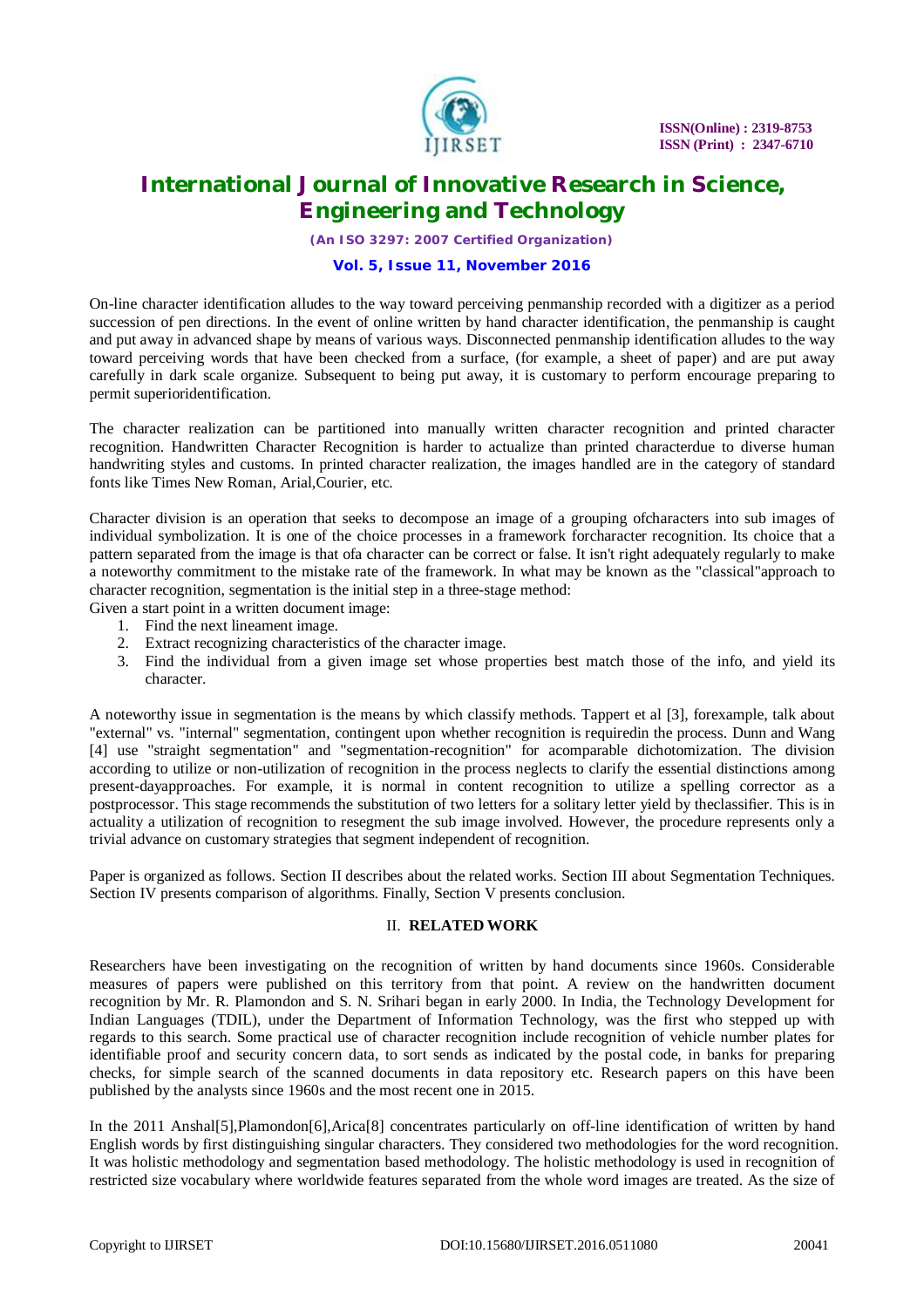On-line character identification alludes to the way toward perceiving penmanship recorded with a digitizer as a period succession of pen directions. In the event of online written by hand character identification, the penmanship is caught and put away in advanced shape by means of various ways. Disconnected penmanship identification alludes to the way toward perceiving words that have been checked from a surface, (for example, a sheet of paper) and are put away carefully in dark scale organize. Subsequent to being put away, it is customary to perform encourage preparing to permit superioridentification.

The character realization can be partitioned into manually written character recognition and printed character recognition. Handwritten Character Recognition is harder to actualize than printed characterdue to diverse human handwriting styles and customs. In printed character realization, the images handled are in the category of standard fonts like Times New Roman, Arial,Courier, etc.

Character division is an operation that seeks to decompose an image of a grouping ofcharacters into sub images of individual symbolization. It is one of the choice processes in a framework forcharacter recognition. Its choice that a pattern separated from the image is that ofa character can be correct or false. It isn't right adequately regularly to make a noteworthy commitment to the mistake rate of the framework. In what may be known as the "classical"approach to character recognition, segmentation is the initial step in a three-stage method:

Given a start point in a written document image:

1. Find the next lineament image.
2. Extract recognizing characteristics of the character image.
3. Find the individual from a given image set whose properties best match those of the info, and yield its character.

A noteworthy issue in segmentation is the means by which classify methods. Tappert et al [3], forexample, talk about "external" vs. "internal" segmentation, contingent upon whether recognition is requiredin the process. Dunn and Wang [4] use "straight segmentation" and "segmentation-recognition" for acomparable dichotomization. The division according to utilize or non-utilization of recognition in the process neglects to clarify the essential distinctions among present-dayapproaches. For example, it is normal in content recognition to utilize a spelling corrector as a postprocessor. This stage recommends the substitution of two letters for a solitary letter yield by theclassifier. This is in actuality a utilization of recognition to resegment the sub image involved. However, the procedure represents only a trivial advance on customary strategies that segment independent of recognition.

Paper is organized as follows. Section II describes about the related works. Section III about Segmentation Techniques. Section IV presents comparison of algorithms. Finally, Section V presents conclusion.

## II. RELATED WORK

Researchers have been investigating on the recognition of written by hand documents since 1960s. Considerable measures of papers were published on this territory from that point. A review on the handwritten document recognition by Mr. R. Plamondon and S. N. Srihari began in early 2000. In India, the Technology Development for Indian Languages (TDIL), under the Department of Information Technology, was the first who stepped up with regards to this search. Some practical use of character recognition include recognition of vehicle number plates for identifiable proof and security concern data, to sort sends as indicated by the postal code, in banks for preparing checks, for simple search of the scanned documents in data repository etc. Research papers on this have been published by the analysts since 1960s and the most recent one in 2015.

In the 2011 Anshal[5],Plamondon[6],Arica[8] concentrates particularly on off-line identification of written by hand English words by first distinguishing singular characters. They considered two methodologies for the word recognition. It was holistic methodology and segmentation based methodology. The holistic methodology is used in recognition of restricted size vocabulary where worldwide features separated from the whole word images are treated. As the size of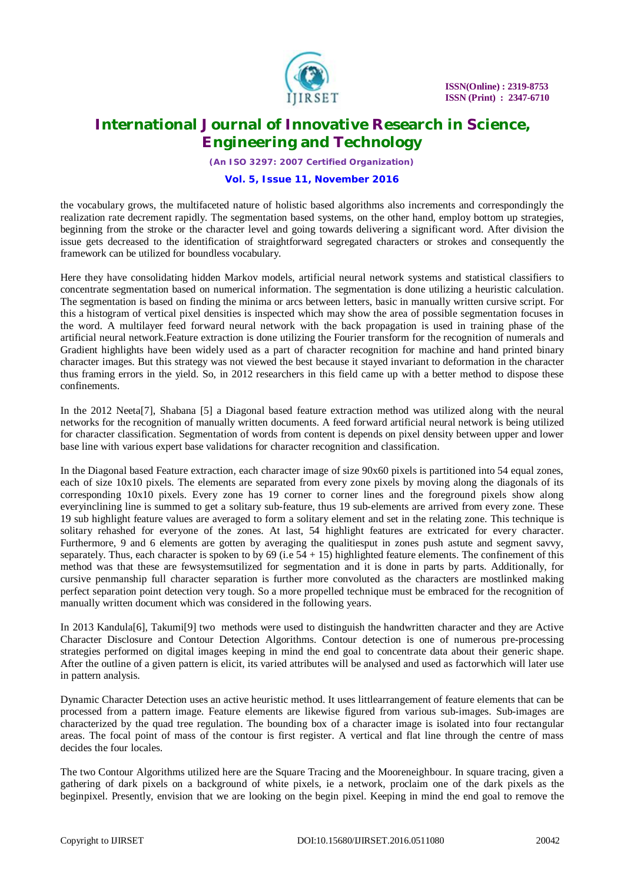the vocabulary grows, the multifaceted nature of holistic based algorithms also increments and correspondingly the realization rate decrement rapidly. The segmentation based systems, on the other hand, employ bottom up strategies, beginning from the stroke or the character level and going towards delivering a significant word. After division the issue gets decreased to the identification of straightforward segregated characters or strokes and consequently the framework can be utilized for boundless vocabulary.

Here they have consolidating hidden Markov models, artificial neural network systems and statistical classifiers to concentrate segmentation based on numerical information. The segmentation is done utilizing a heuristic calculation. The segmentation is based on finding the minima or arcs between letters, basic in manually written cursive script. For this a histogram of vertical pixel densities is inspected which may show the area of possible segmentation focuses in the word. A multilayer feed forward neural network with the back propagation is used in training phase of the artificial neural network.Feature extraction is done utilizing the Fourier transform for the recognition of numerals and Gradient highlights have been widely used as a part of character recognition for machine and hand printed binary character images. But this strategy was not viewed the best because it stayed invariant to deformation in the character thus framing errors in the yield. So, in 2012 researchers in this field came up with a better method to dispose these confinements.

In the 2012 Neeta[7], Shabana [5] a Diagonal based feature extraction method was utilized along with the neural networks for the recognition of manually written documents. A feed forward artificial neural network is being utilized for character classification. Segmentation of words from content is depends on pixel density between upper and lower base line with various expert base validations for character recognition and classification.

In the Diagonal based Feature extraction, each character image of size 90x60 pixels is partitioned into 54 equal zones, each of size 10x10 pixels. The elements are separated from every zone pixels by moving along the diagonals of its corresponding 10x10 pixels. Every zone has 19 corner to corner lines and the foreground pixels show along everyinclining line is summed to get a solitary sub-feature, thus 19 sub-elements are arrived from every zone. These 19 sub highlight feature values are averaged to form a solitary element and set in the relating zone. This technique is solitary rehashed for everyone of the zones. At last, 54 highlight features are extricated for every character. Furthermore, 9 and 6 elements are gotten by averaging the qualitiesput in zones push astute and segment savvy, separately. Thus, each character is spoken to by 69 (i.e 54 + 15) highlighted feature elements. The confinement of this method was that these are fewsystemsutilized for segmentation and it is done in parts by parts. Additionally, for cursive penmanship full character separation is further more convoluted as the characters are mostlinked making perfect separation point detection very tough. So a more propelled technique must be embraced for the recognition of manually written document which was considered in the following years.

In 2013 Kandula[6], Takumi[9] two methods were used to distinguish the handwritten character and they are Active Character Disclosure and Contour Detection Algorithms. Contour detection is one of numerous pre-processing strategies performed on digital images keeping in mind the end goal to concentrate data about their generic shape. After the outline of a given pattern is elicit, its varied attributes will be analysed and used as factorwhich will later use in pattern analysis.

Dynamic Character Detection uses an active heuristic method. It uses littlearrangement of feature elements that can be processed from a pattern image. Feature elements are likewise figured from various sub-images. Sub-images are characterized by the quad tree regulation. The bounding box of a character image is isolated into four rectangular areas. The focal point of mass of the contour is first register. A vertical and flat line through the centre of mass decides the four locales.

The two Contour Algorithms utilized here are the Square Tracing and the Mooreneighbour. In square tracing, given a gathering of dark pixels on a background of white pixels, ie a network, proclaim one of the dark pixels as the beginpixel. Presently, envision that we are looking on the begin pixel. Keeping in mind the end goal to remove the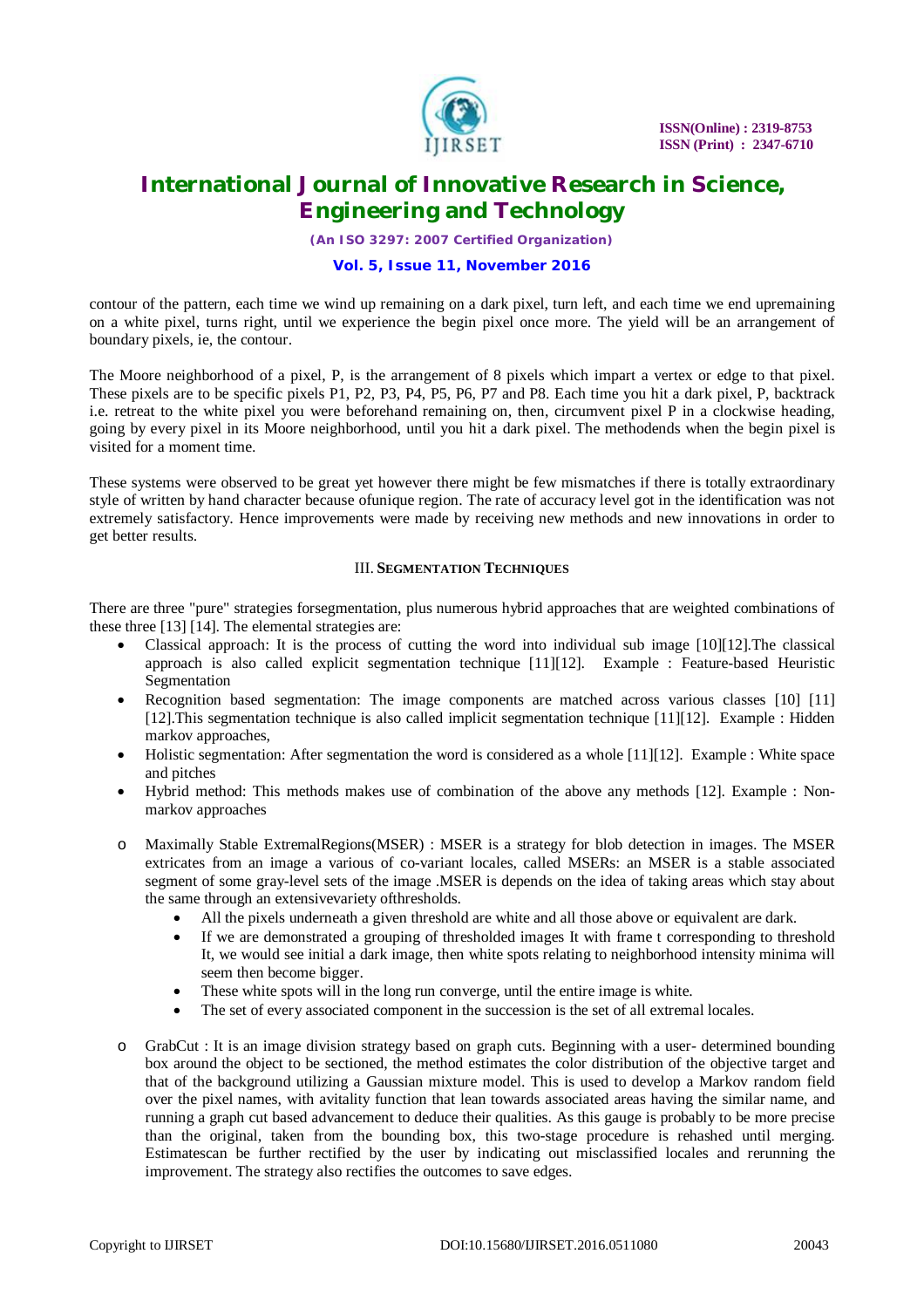contour of the pattern, each time we wind up remaining on a dark pixel, turn left, and each time we end upremaining on a white pixel, turns right, until we experience the begin pixel once more. The yield will be an arrangement of boundary pixels, ie, the contour.

The Moore neighborhood of a pixel, P, is the arrangement of 8 pixels which impart a vertex or edge to that pixel. These pixels are to be specific pixels P1, P2, P3, P4, P5, P6, P7 and P8. Each time you hit a dark pixel, P, backtrack i.e. retreat to the white pixel you were beforehand remaining on, then, circumvent pixel P in a clockwise heading, going by every pixel in its Moore neighborhood, until you hit a dark pixel. The methodends when the begin pixel is visited for a moment time.

These systems were observed to be great yet however there might be few mismatches if there is totally extraordinary style of written by hand character because ofunique region. The rate of accuracy level got in the identification was not extremely satisfactory. Hence improvements were made by receiving new methods and new innovations in order to get better results.

## III. SEGMENTATION TECHNIQUES

There are three "pure" strategies forsegmentation, plus numerous hybrid approaches that are weighted combinations of these three [13] [14]. The elemental strategies are:

- Classical approach: It is the process of cutting the word into individual sub image [10][12].The classical approach is also called explicit segmentation technique [11][12]. Example : Feature-based Heuristic Segmentation
- Recognition based segmentation: The image components are matched across various classes [10] [11] [12].This segmentation technique is also called implicit segmentation technique [11][12]. Example : Hidden markov approaches,
- Holistic segmentation: After segmentation the word is considered as a whole [11][12]. Example : White space and pitches
- Hybrid method: This methods makes use of combination of the above any methods [12]. Example : Non-markov approaches

- Maximally Stable ExtremalRegions(MSER) : MSER is a strategy for blob detection in images. The MSER extricates from an image a various of co-variant locales, called MSERs: an MSER is a stable associated segment of some gray-level sets of the image .MSER is depends on the idea of taking areas which stay about the same through an extensivevariety ofthresholds.
  - All the pixels underneath a given threshold are white and all those above or equivalent are dark.
  - If we are demonstrated a grouping of thresholded images It with frame t corresponding to threshold It, we would see initial a dark image, then white spots relating to neighborhood intensity minima will seem then become bigger.
  - These white spots will in the long run converge, until the entire image is white.
  - The set of every associated component in the succession is the set of all extremal locales.

- GrabCut : It is an image division strategy based on graph cuts. Beginning with a user- determined bounding box around the object to be sectioned, the method estimates the color distribution of the objective target and that of the background utilizing a Gaussian mixture model. This is used to develop a Markov random field over the pixel names, with avitality function that lean towards associated areas having the similar name, and running a graph cut based advancement to deduce their qualities. As this gauge is probably to be more precise than the original, taken from the bounding box, this two-stage procedure is rehashed until merging. Estimatescan be further rectified by the user by indicating out misclassified locales and rerunning the improvement. The strategy also rectifies the outcomes to save edges.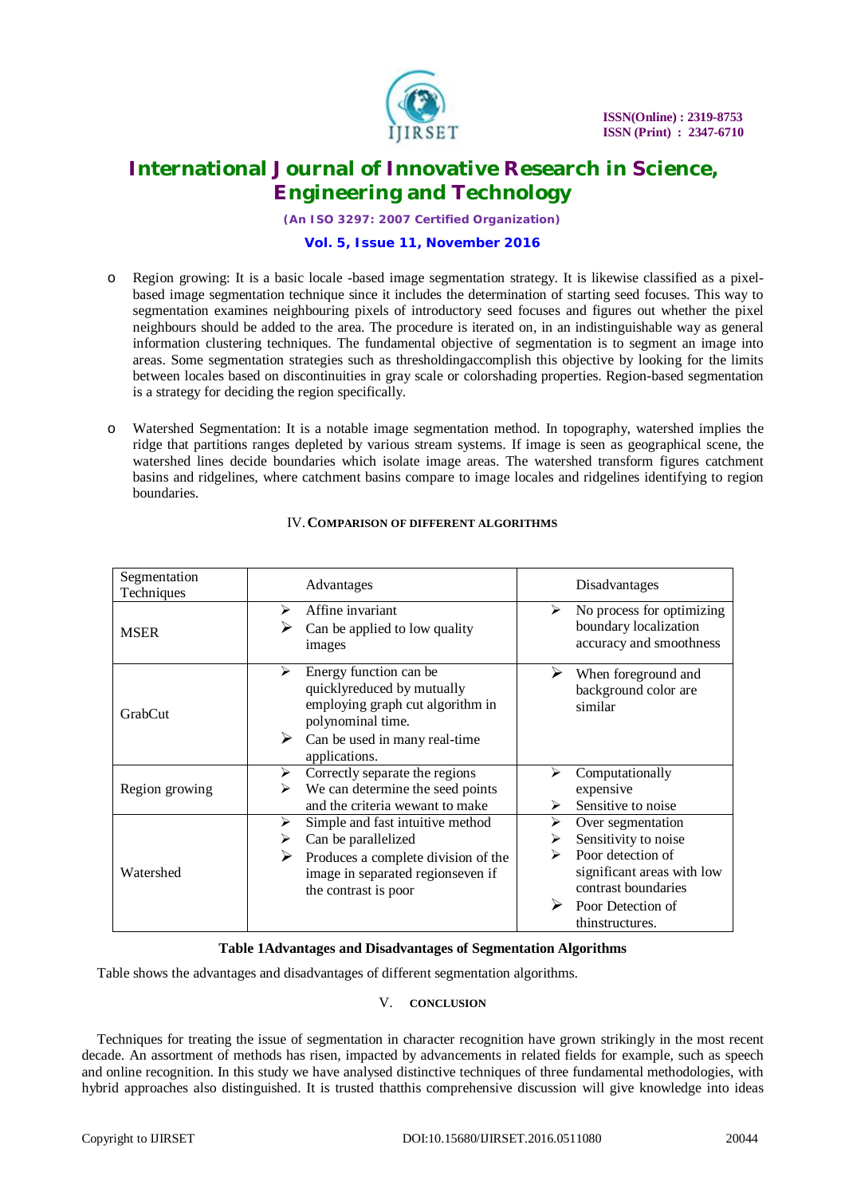- Region growing: It is a basic locale -based image segmentation strategy. It is likewise classified as a pixel-based image segmentation technique since it includes the determination of starting seed focuses. This way to segmentation examines neighbouring pixels of introductory seed focuses and figures out whether the pixel neighbours should be added to the area. The procedure is iterated on, in an indistinguishable way as general information clustering techniques. The fundamental objective of segmentation is to segment an image into areas. Some segmentation strategies such as thresholdingaccomplish this objective by looking for the limits between locales based on discontinuities in gray scale or colorshading properties. Region-based segmentation is a strategy for deciding the region specifically.

- Watershed Segmentation: It is a notable image segmentation method. In topography, watershed implies the ridge that partitions ranges depleted by various stream systems. If image is seen as geographical scene, the watershed lines decide boundaries which isolate image areas. The watershed transform figures catchment basins and ridgelines, where catchment basins compare to image locales and ridgelines identifying to region boundaries.

## IV. COMPARISON OF DIFFERENT ALGORITHMS

| Segmentation Techniques | Advantages | Disadvantages |
|---|---|---|
| MSER | ➢ Affine invariant<br>➢ Can be applied to low quality images | ➢ No process for optimizing boundary localization accuracy and smoothness |
| GrabCut | ➢ Energy function can be quicklyreduced by mutually employing graph cut algorithm in polynominal time.<br>➢ Can be used in many real-time applications. | ➢ When foreground and background color are similar |
| Region growing | ➢ Correctly separate the regions<br>➢ We can determine the seed points and the criteria wewant to make | ➢ Computationally expensive<br>➢ Sensitive to noise |
| Watershed | ➢ Simple and fast intuitive method<br>➢ Can be parallelized<br>➢ Produces a complete division of the image in separated regionseven if the contrast is poor | ➢ Over segmentation<br>➢ Sensitivity to noise<br>➢ Poor detection of significant areas with low contrast boundaries<br>➢ Poor Detection of thinstructures. |

**Table 1Advantages and Disadvantages of Segmentation Algorithms**

Table shows the advantages and disadvantages of different segmentation algorithms.

## V. CONCLUSION

Techniques for treating the issue of segmentation in character recognition have grown strikingly in the most recent decade. An assortment of methods has risen, impacted by advancements in related fields for example, such as speech and online recognition. In this study we have analysed distinctive techniques of three fundamental methodologies, with hybrid approaches also distinguished. It is trusted thatthis comprehensive discussion will give knowledge into ideas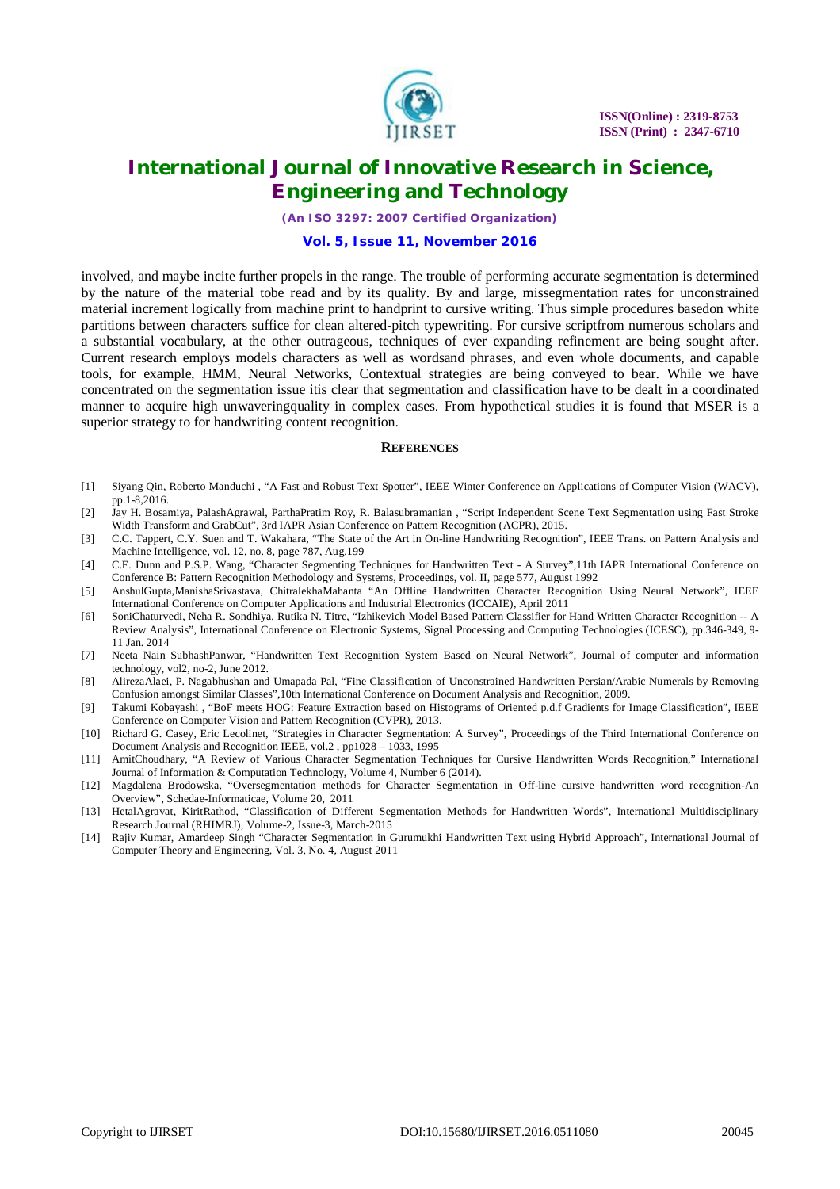involved, and maybe incite further propels in the range. The trouble of performing accurate segmentation is determined by the nature of the material tobe read and by its quality. By and large, missegmentation rates for unconstrained material increment logically from machine print to handprint to cursive writing. Thus simple procedures basedon white partitions between characters suffice for clean altered-pitch typewriting. For cursive scriptfrom numerous scholars and a substantial vocabulary, at the other outrageous, techniques of ever expanding refinement are being sought after. Current research employs models characters as well as wordsand phrases, and even whole documents, and capable tools, for example, HMM, Neural Networks, Contextual strategies are being conveyed to bear. While we have concentrated on the segmentation issue itis clear that segmentation and classification have to be dealt in a coordinated manner to acquire high unwaveringquality in complex cases. From hypothetical studies it is found that MSER is a superior strategy to for handwriting content recognition.

## REFERENCES

[1] Siyang Qin, Roberto Manduchi , "A Fast and Robust Text Spotter", IEEE Winter Conference on Applications of Computer Vision (WACV), pp.1-8,2016.

[2] Jay H. Bosamiya, PalashAgrawal, ParthaPratim Roy, R. Balasubramanian , "Script Independent Scene Text Segmentation using Fast Stroke Width Transform and GrabCut", 3rd IAPR Asian Conference on Pattern Recognition (ACPR), 2015.

[3] C.C. Tappert, C.Y. Suen and T. Wakahara, "The State of the Art in On-line Handwriting Recognition", IEEE Trans. on Pattern Analysis and Machine Intelligence, vol. 12, no. 8, page 787, Aug.199

[4] C.E. Dunn and P.S.P. Wang, "Character Segmenting Techniques for Handwritten Text - A Survey",11th IAPR International Conference on Conference B: Pattern Recognition Methodology and Systems, Proceedings, vol. II, page 577, August 1992

[5] AnshulGupta,ManishaSrivastava, ChitralekhaMahanta "An Offline Handwritten Character Recognition Using Neural Network", IEEE International Conference on Computer Applications and Industrial Electronics (ICCAIE), April 2011

[6] SoniChaturvedi, Neha R. Sondhiya, Rutika N. Titre, "Izhikevich Model Based Pattern Classifier for Hand Written Character Recognition -- A Review Analysis", International Conference on Electronic Systems, Signal Processing and Computing Technologies (ICESC), pp.346-349, 9-11 Jan. 2014

[7] Neeta Nain SubhashPanwar, "Handwritten Text Recognition System Based on Neural Network", Journal of computer and information technology, vol2, no-2, June 2012.

[8] AlirezaAlaei, P. Nagabhushan and Umapada Pal, "Fine Classification of Unconstrained Handwritten Persian/Arabic Numerals by Removing Confusion amongst Similar Classes",10th International Conference on Document Analysis and Recognition, 2009.

[9] Takumi Kobayashi , "BoF meets HOG: Feature Extraction based on Histograms of Oriented p.d.f Gradients for Image Classification", IEEE Conference on Computer Vision and Pattern Recognition (CVPR), 2013.

[10] Richard G. Casey, Eric Lecolinet, "Strategies in Character Segmentation: A Survey", Proceedings of the Third International Conference on Document Analysis and Recognition IEEE, vol.2 , pp1028 – 1033, 1995

[11] AmitChoudhary, "A Review of Various Character Segmentation Techniques for Cursive Handwritten Words Recognition," International Journal of Information & Computation Technology, Volume 4, Number 6 (2014).

[12] Magdalena Brodowska, "Oversegmentation methods for Character Segmentation in Off-line cursive handwritten word recognition-An Overview", Schedae-Informaticae, Volume 20, 2011

[13] HetalAgravat, KiritRathod, "Classification of Different Segmentation Methods for Handwritten Words", International Multidisciplinary Research Journal (RHIMRJ), Volume-2, Issue-3, March-2015

[14] Rajiv Kumar, Amardeep Singh "Character Segmentation in Gurumukhi Handwritten Text using Hybrid Approach", International Journal of Computer Theory and Engineering, Vol. 3, No. 4, August 2011